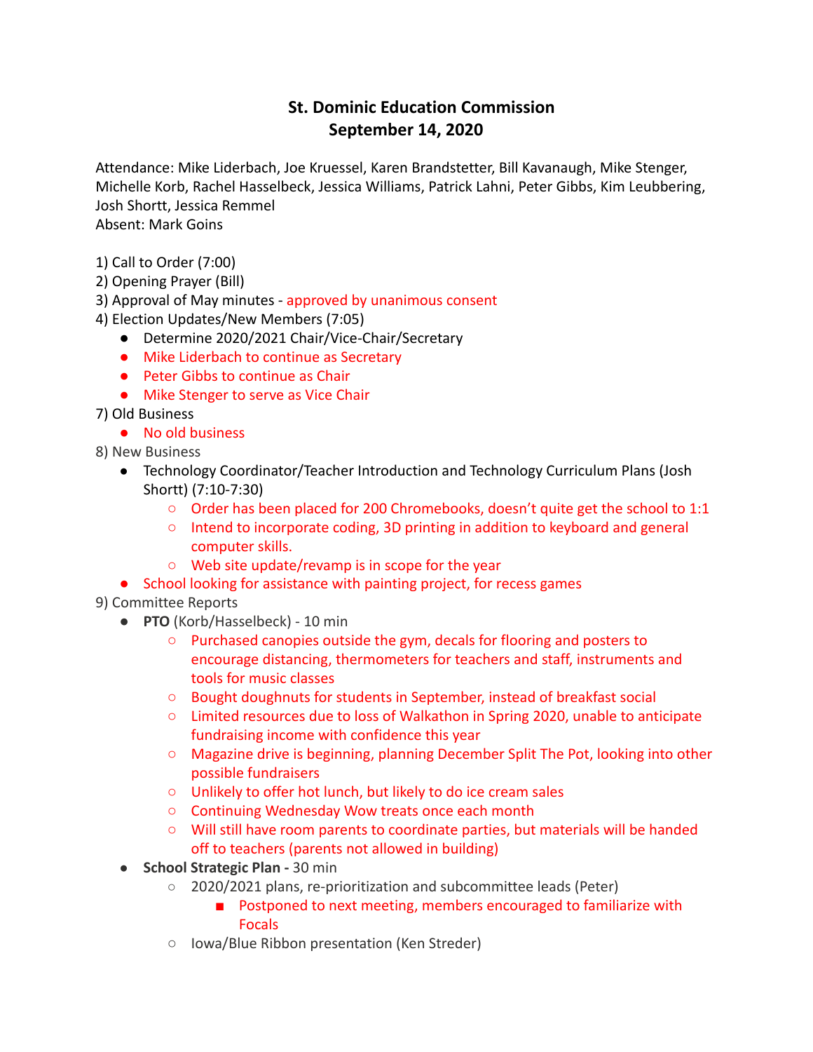# St. Dominic Education Commission
## September 14, 2020

Attendance: Mike Liderbach, Joe Kruessel, Karen Brandstetter, Bill Kavanaugh, Mike Stenger, Michelle Korb, Rachel Hasselbeck, Jessica Williams, Patrick Lahni, Peter Gibbs, Kim Leubbering, Josh Shortt, Jessica Remmel
Absent: Mark Goins

1) Call to Order (7:00)
2) Opening Prayer (Bill)
3) Approval of May minutes - approved by unanimous consent
4) Election Updates/New Members (7:05)
   - Determine 2020/2021 Chair/Vice-Chair/Secretary
   - Mike Liderbach to continue as Secretary
   - Peter Gibbs to continue as Chair
   - Mike Stenger to serve as Vice Chair
7) Old Business
   - No old business
8) New Business
   - Technology Coordinator/Teacher Introduction and Technology Curriculum Plans (Josh Shortt) (7:10-7:30)
     - Order has been placed for 200 Chromebooks, doesn't quite get the school to 1:1
     - Intend to incorporate coding, 3D printing in addition to keyboard and general computer skills.
     - Web site update/revamp is in scope for the year
   - School looking for assistance with painting project, for recess games
9) Committee Reports
   - **PTO** (Korb/Hasselbeck) - 10 min
     - Purchased canopies outside the gym, decals for flooring and posters to encourage distancing, thermometers for teachers and staff, instruments and tools for music classes
     - Bought doughnuts for students in September, instead of breakfast social
     - Limited resources due to loss of Walkathon in Spring 2020, unable to anticipate fundraising income with confidence this year
     - Magazine drive is beginning, planning December Split The Pot, looking into other possible fundraisers
     - Unlikely to offer hot lunch, but likely to do ice cream sales
     - Continuing Wednesday Wow treats once each month
     - Will still have room parents to coordinate parties, but materials will be handed off to teachers (parents not allowed in building)
   - **School Strategic Plan -** 30 min
     - 2020/2021 plans, re-prioritization and subcommittee leads (Peter)
       - Postponed to next meeting, members encouraged to familiarize with Focals
     - Iowa/Blue Ribbon presentation (Ken Streder)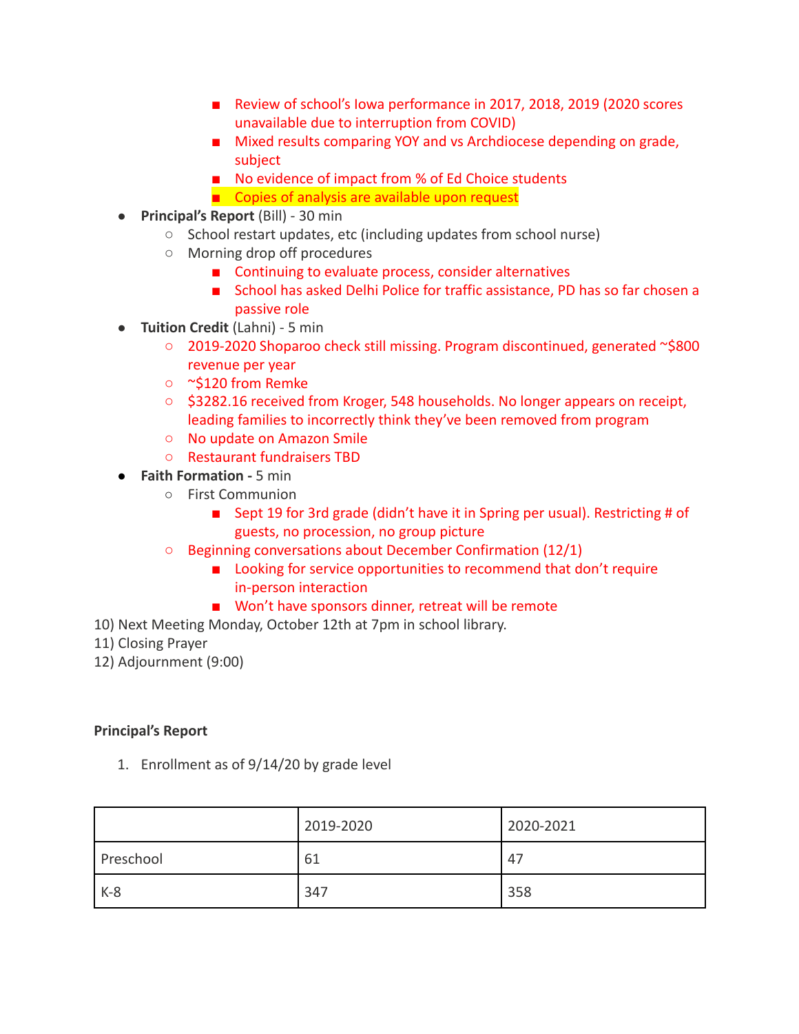- Review of school's Iowa performance in 2017, 2018, 2019 (2020 scores unavailable due to interruption from COVID)
        - Mixed results comparing YOY and vs Archdiocese depending on grade, subject
        - No evidence of impact from % of Ed Choice students
        - Copies of analysis are available upon request
- **Principal's Report** (Bill) - 30 min
    - School restart updates, etc (including updates from school nurse)
    - Morning drop off procedures
        - Continuing to evaluate process, consider alternatives
        - School has asked Delhi Police for traffic assistance, PD has so far chosen a passive role
- **Tuition Credit** (Lahni) - 5 min
    - 2019-2020 Shoparoo check still missing. Program discontinued, generated ~$800 revenue per year
    - ~$120 from Remke
    - $3282.16 received from Kroger, 548 households. No longer appears on receipt, leading families to incorrectly think they've been removed from program
    - No update on Amazon Smile
    - Restaurant fundraisers TBD
- **Faith Formation -** 5 min
    - First Communion
        - Sept 19 for 3rd grade (didn't have it in Spring per usual). Restricting # of guests, no procession, no group picture
    - Beginning conversations about December Confirmation (12/1)
        - Looking for service opportunities to recommend that don't require in-person interaction
        - Won't have sponsors dinner, retreat will be remote

10) Next Meeting Monday, October 12th at 7pm in school library.
11) Closing Prayer
12) Adjournment (9:00)

**Principal's Report**

1. Enrollment as of 9/14/20 by grade level

| | 2019-2020 | 2020-2021 |
|---|---|---|
| Preschool | 61 | 47 |
| K-8 | 347 | 358 |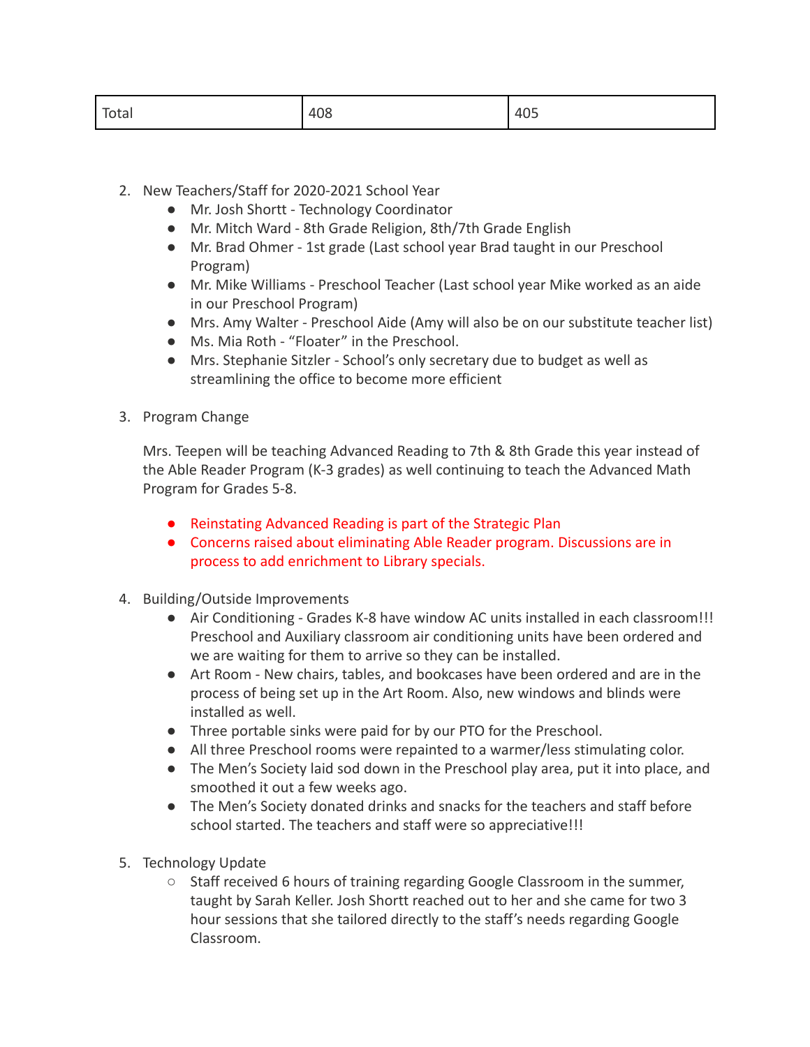| Total | 408 | 405 |
|---|---|---|

2. New Teachers/Staff for 2020-2021 School Year
    - Mr. Josh Shortt - Technology Coordinator
    - Mr. Mitch Ward - 8th Grade Religion, 8th/7th Grade English
    - Mr. Brad Ohmer - 1st grade (Last school year Brad taught in our Preschool Program)
    - Mr. Mike Williams - Preschool Teacher (Last school year Mike worked as an aide in our Preschool Program)
    - Mrs. Amy Walter - Preschool Aide (Amy will also be on our substitute teacher list)
    - Ms. Mia Roth - "Floater" in the Preschool.
    - Mrs. Stephanie Sitzler - School's only secretary due to budget as well as streamlining the office to become more efficient

3. Program Change

    Mrs. Teepen will be teaching Advanced Reading to 7th & 8th Grade this year instead of the Able Reader Program (K-3 grades) as well continuing to teach the Advanced Math Program for Grades 5-8.

    - Reinstating Advanced Reading is part of the Strategic Plan
    - Concerns raised about eliminating Able Reader program. Discussions are in process to add enrichment to Library specials.

4. Building/Outside Improvements
    - Air Conditioning - Grades K-8 have window AC units installed in each classroom!!! Preschool and Auxiliary classroom air conditioning units have been ordered and we are waiting for them to arrive so they can be installed.
    - Art Room - New chairs, tables, and bookcases have been ordered and are in the process of being set up in the Art Room. Also, new windows and blinds were installed as well.
    - Three portable sinks were paid for by our PTO for the Preschool.
    - All three Preschool rooms were repainted to a warmer/less stimulating color.
    - The Men's Society laid sod down in the Preschool play area, put it into place, and smoothed it out a few weeks ago.
    - The Men's Society donated drinks and snacks for the teachers and staff before school started. The teachers and staff were so appreciative!!!

5. Technology Update
    - Staff received 6 hours of training regarding Google Classroom in the summer, taught by Sarah Keller. Josh Shortt reached out to her and she came for two 3 hour sessions that she tailored directly to the staff's needs regarding Google Classroom.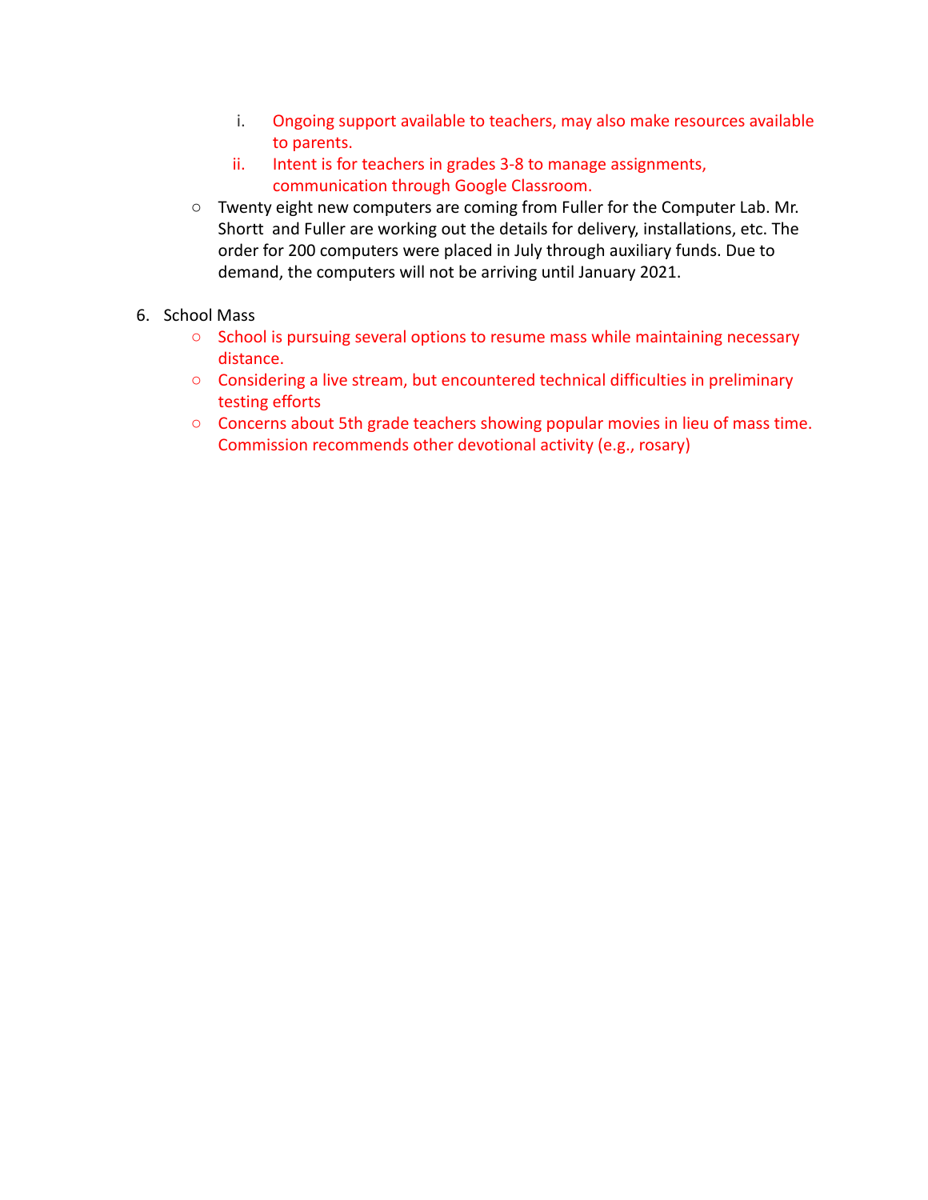i. Ongoing support available to teachers, may also make resources available to parents.
   ii. Intent is for teachers in grades 3-8 to manage assignments, communication through Google Classroom.

- Twenty eight new computers are coming from Fuller for the Computer Lab. Mr. Shortt and Fuller are working out the details for delivery, installations, etc. The order for 200 computers were placed in July through auxiliary funds. Due to demand, the computers will not be arriving until January 2021.

6. School Mass
   - School is pursuing several options to resume mass while maintaining necessary distance.
   - Considering a live stream, but encountered technical difficulties in preliminary testing efforts
   - Concerns about 5th grade teachers showing popular movies in lieu of mass time. Commission recommends other devotional activity (e.g., rosary)